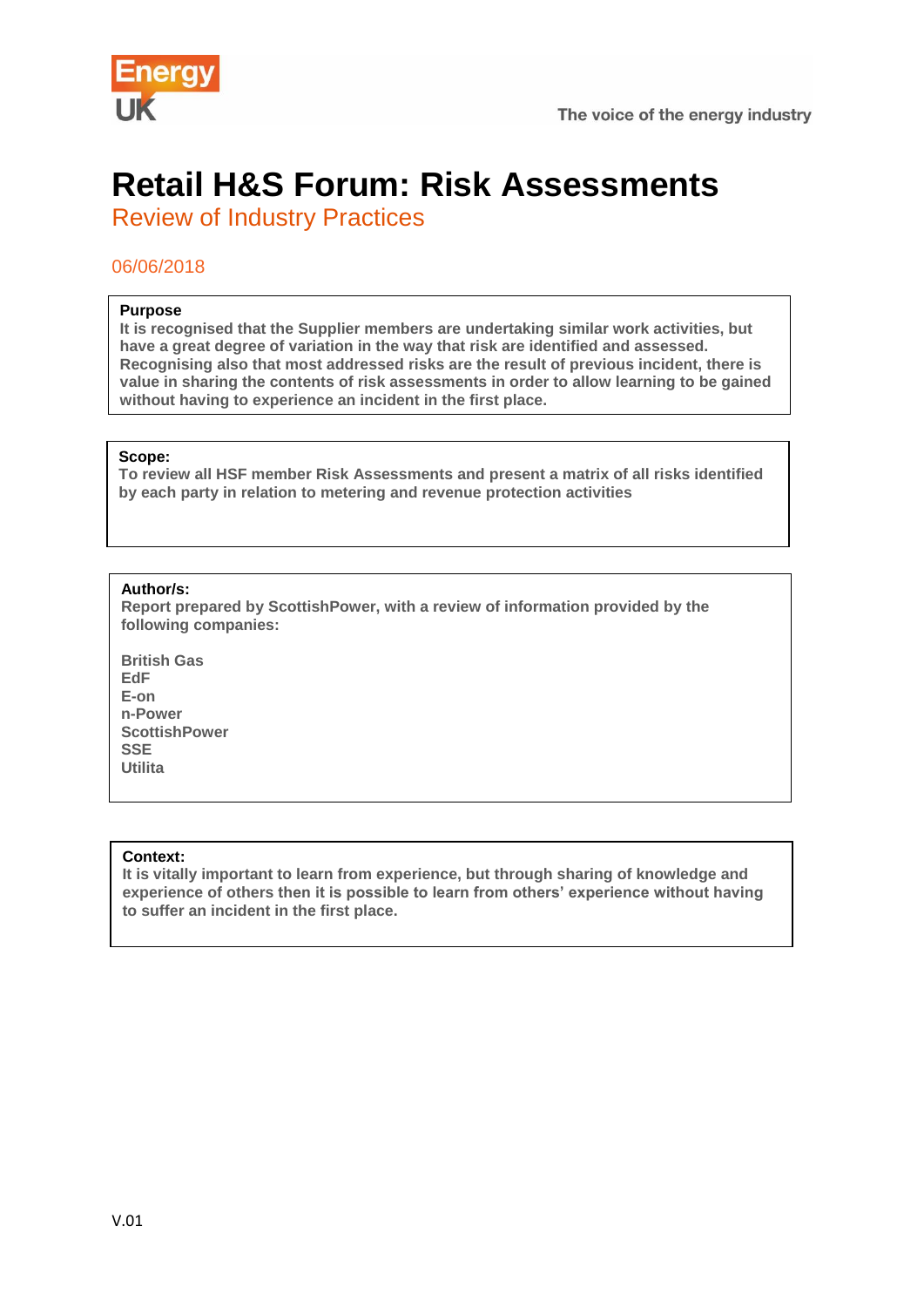# Retail H&S Forum: Risk Assessments

## Review of Industry Practices

06/06/2018

**Purpose**
**It is recognised that the Supplier members are undertaking similar work activities, but have a great degree of variation in the way that risk are identified and assessed. Recognising also that most addressed risks are the result of previous incident, there is value in sharing the contents of risk assessments in order to allow learning to be gained without having to experience an incident in the first place.**

**Scope:**
**To review all HSF member Risk Assessments and present a matrix of all risks identified by each party in relation to metering and revenue protection activities**

**Author/s:**
**Report prepared by ScottishPower, with a review of information provided by the following companies:**

**British Gas**
**EdF**
**E-on**
**n-Power**
**ScottishPower**
**SSE**
**Utilita**

**Context:**
**It is vitally important to learn from experience, but through sharing of knowledge and experience of others then it is possible to learn from others' experience without having to suffer an incident in the first place.**

V.01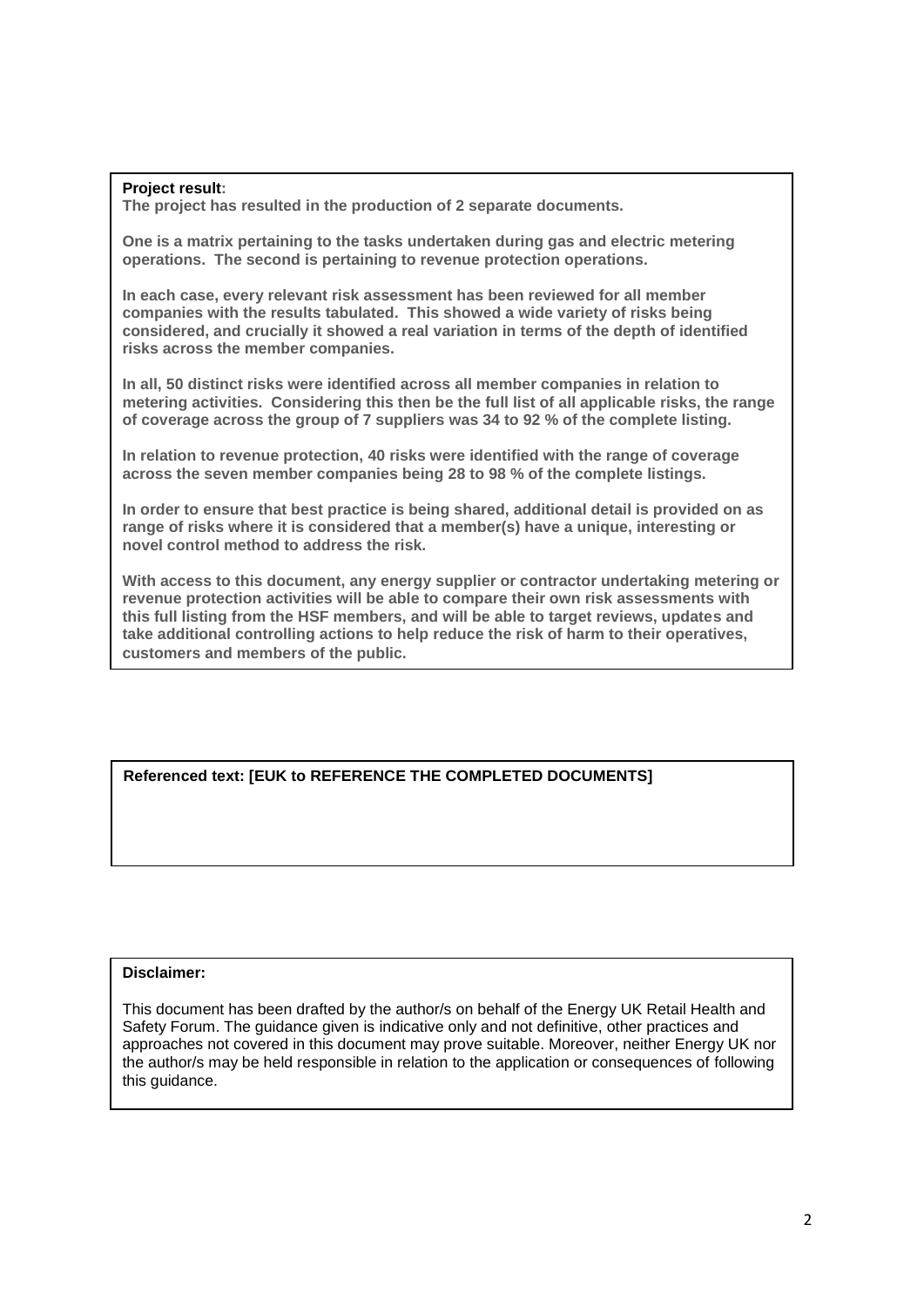**Project result:**

**The project has resulted in the production of 2 separate documents.**

**One is a matrix pertaining to the tasks undertaken during gas and electric metering operations. The second is pertaining to revenue protection operations.**

**In each case, every relevant risk assessment has been reviewed for all member companies with the results tabulated. This showed a wide variety of risks being considered, and crucially it showed a real variation in terms of the depth of identified risks across the member companies.**

**In all, 50 distinct risks were identified across all member companies in relation to metering activities. Considering this then be the full list of all applicable risks, the range of coverage across the group of 7 suppliers was 34 to 92 % of the complete listing.**

**In relation to revenue protection, 40 risks were identified with the range of coverage across the seven member companies being 28 to 98 % of the complete listings.**

**In order to ensure that best practice is being shared, additional detail is provided on as range of risks where it is considered that a member(s) have a unique, interesting or novel control method to address the risk.**

**With access to this document, any energy supplier or contractor undertaking metering or revenue protection activities will be able to compare their own risk assessments with this full listing from the HSF members, and will be able to target reviews, updates and take additional controlling actions to help reduce the risk of harm to their operatives, customers and members of the public.**

**Referenced text: [EUK to REFERENCE THE COMPLETED DOCUMENTS]**

**Disclaimer:**

This document has been drafted by the author/s on behalf of the Energy UK Retail Health and Safety Forum. The guidance given is indicative only and not definitive, other practices and approaches not covered in this document may prove suitable. Moreover, neither Energy UK nor the author/s may be held responsible in relation to the application or consequences of following this guidance.